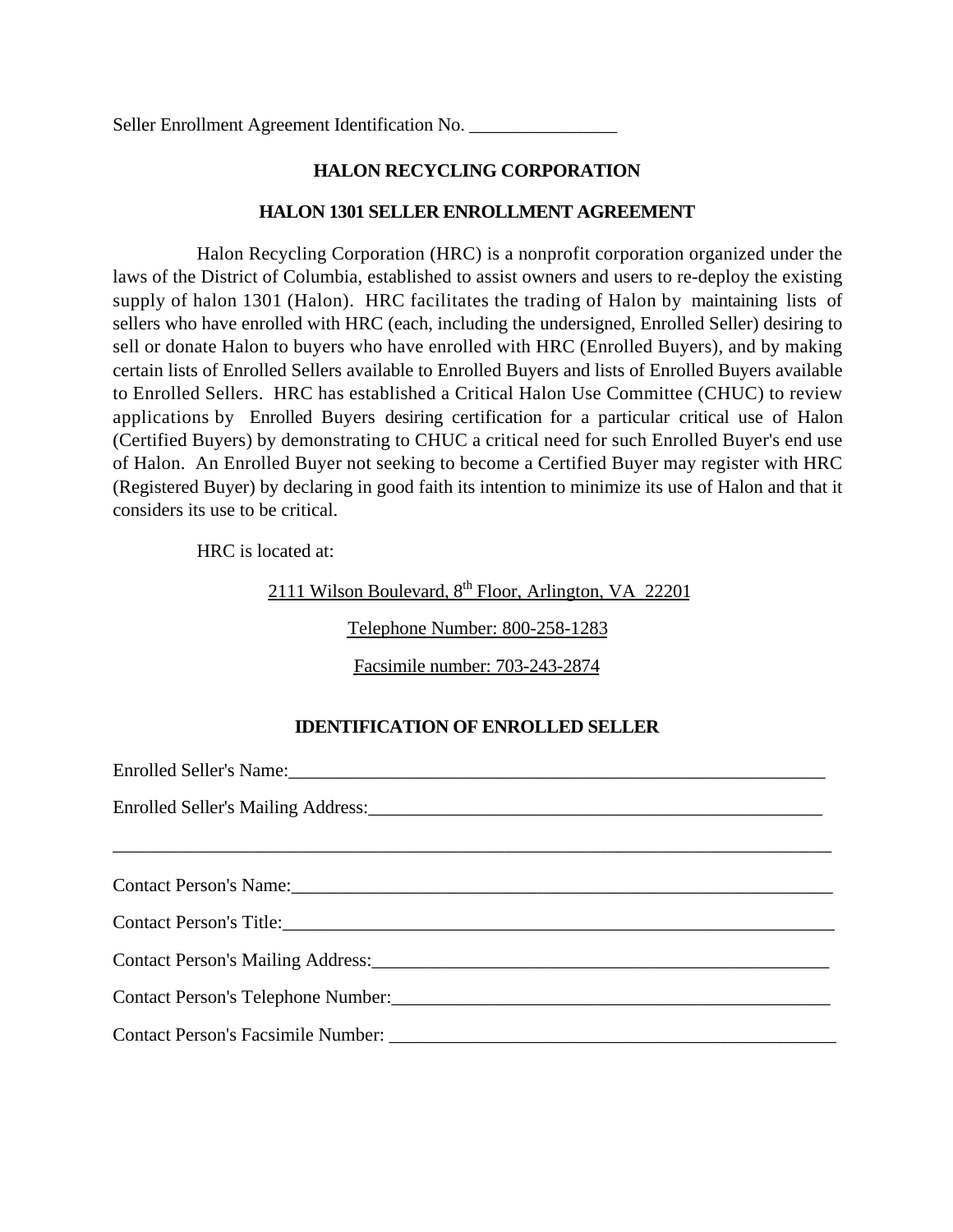Seller Enrollment Agreement Identification No. ________________

# HALON RECYCLING CORPORATION

## HALON 1301 SELLER ENROLLMENT AGREEMENT

Halon Recycling Corporation (HRC) is a nonprofit corporation organized under the laws of the District of Columbia, established to assist owners and users to re-deploy the existing supply of halon 1301 (Halon). HRC facilitates the trading of Halon by maintaining lists of sellers who have enrolled with HRC (each, including the undersigned, Enrolled Seller) desiring to sell or donate Halon to buyers who have enrolled with HRC (Enrolled Buyers), and by making certain lists of Enrolled Sellers available to Enrolled Buyers and lists of Enrolled Buyers available to Enrolled Sellers. HRC has established a Critical Halon Use Committee (CHUC) to review applications by Enrolled Buyers desiring certification for a particular critical use of Halon (Certified Buyers) by demonstrating to CHUC a critical need for such Enrolled Buyer's end use of Halon. An Enrolled Buyer not seeking to become a Certified Buyer may register with HRC (Registered Buyer) by declaring in good faith its intention to minimize its use of Halon and that it considers its use to be critical.

HRC is located at:

2111 Wilson Boulevard, 8th Floor, Arlington, VA 22201

Telephone Number: 800-258-1283

Facsimile number: 703-243-2874

## IDENTIFICATION OF ENROLLED SELLER

Enrolled Seller's Name:______________________________________________________________

Enrolled Seller's Mailing Address:___________________________________________________

_____________________________________________________________________________

Contact Person's Name:_______________________________________________________________

Contact Person's Title:________________________________________________________________

Contact Person's Mailing Address:____________________________________________________

Contact Person's Telephone Number:__________________________________________________

Contact Person's Facsimile Number: __________________________________________________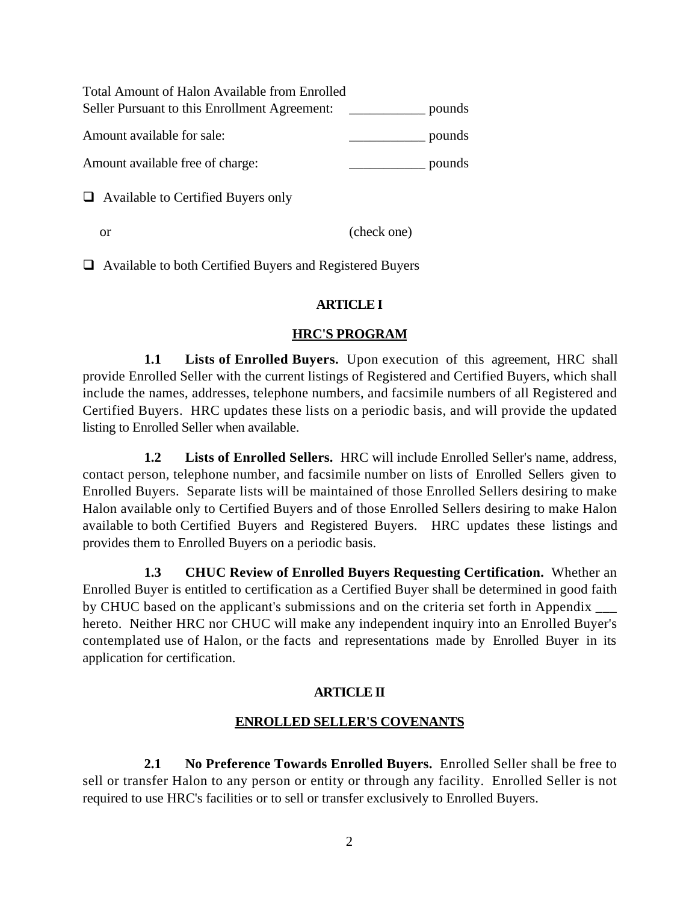Total Amount of Halon Available from Enrolled Seller Pursuant to this Enrollment Agreement: ___________ pounds

Amount available for sale: ___________ pounds

Amount available free of charge: ___________ pounds

❑ Available to Certified Buyers only

or (check one)

❑ Available to both Certified Buyers and Registered Buyers

## ARTICLE I

## HRC'S PROGRAM

**1.1 Lists of Enrolled Buyers.** Upon execution of this agreement, HRC shall provide Enrolled Seller with the current listings of Registered and Certified Buyers, which shall include the names, addresses, telephone numbers, and facsimile numbers of all Registered and Certified Buyers. HRC updates these lists on a periodic basis, and will provide the updated listing to Enrolled Seller when available.

**1.2 Lists of Enrolled Sellers.** HRC will include Enrolled Seller's name, address, contact person, telephone number, and facsimile number on lists of Enrolled Sellers given to Enrolled Buyers. Separate lists will be maintained of those Enrolled Sellers desiring to make Halon available only to Certified Buyers and of those Enrolled Sellers desiring to make Halon available to both Certified Buyers and Registered Buyers. HRC updates these listings and provides them to Enrolled Buyers on a periodic basis.

**1.3 CHUC Review of Enrolled Buyers Requesting Certification.** Whether an Enrolled Buyer is entitled to certification as a Certified Buyer shall be determined in good faith by CHUC based on the applicant's submissions and on the criteria set forth in Appendix ___ hereto. Neither HRC nor CHUC will make any independent inquiry into an Enrolled Buyer's contemplated use of Halon, or the facts and representations made by Enrolled Buyer in its application for certification.

## ARTICLE II

## ENROLLED SELLER'S COVENANTS

**2.1 No Preference Towards Enrolled Buyers.** Enrolled Seller shall be free to sell or transfer Halon to any person or entity or through any facility. Enrolled Seller is not required to use HRC's facilities or to sell or transfer exclusively to Enrolled Buyers.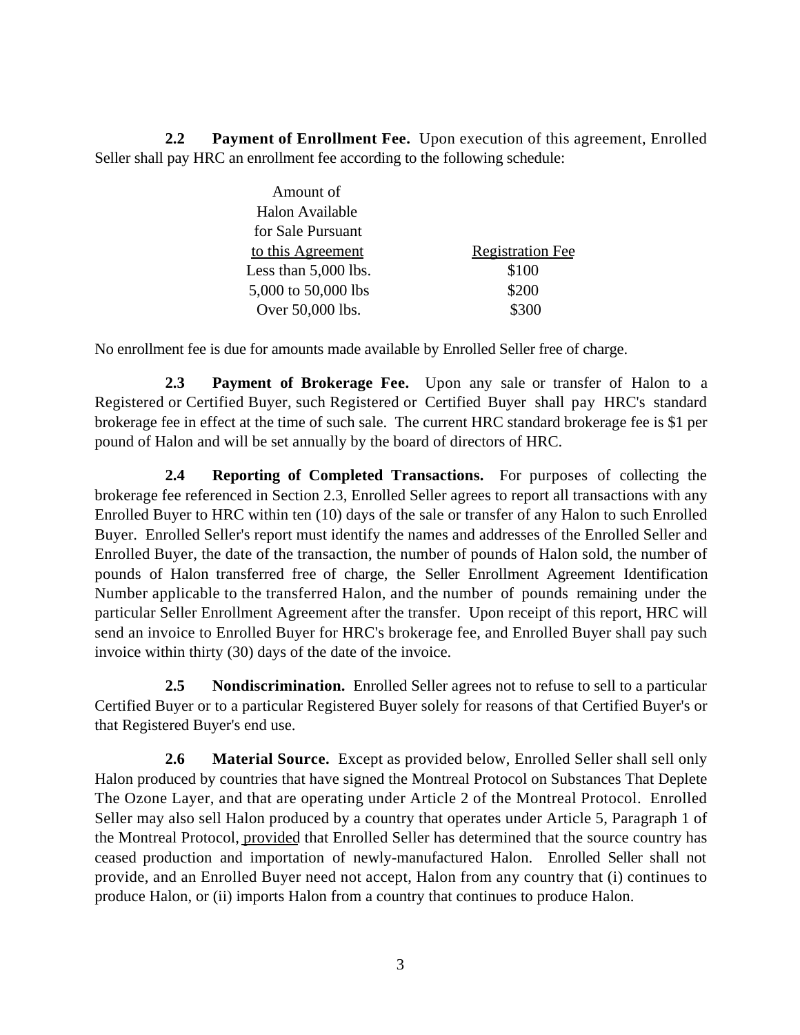**2.2 Payment of Enrollment Fee.** Upon execution of this agreement, Enrolled Seller shall pay HRC an enrollment fee according to the following schedule:

| Amount of Halon Available for Sale Pursuant to this Agreement | Registration Fee |
|---|---|
| Less than 5,000 lbs. | $100 |
| 5,000 to 50,000 lbs | $200 |
| Over 50,000 lbs. | $300 |

No enrollment fee is due for amounts made available by Enrolled Seller free of charge.

**2.3 Payment of Brokerage Fee.** Upon any sale or transfer of Halon to a Registered or Certified Buyer, such Registered or Certified Buyer shall pay HRC's standard brokerage fee in effect at the time of such sale. The current HRC standard brokerage fee is $1 per pound of Halon and will be set annually by the board of directors of HRC.

**2.4 Reporting of Completed Transactions.** For purposes of collecting the brokerage fee referenced in Section 2.3, Enrolled Seller agrees to report all transactions with any Enrolled Buyer to HRC within ten (10) days of the sale or transfer of any Halon to such Enrolled Buyer. Enrolled Seller's report must identify the names and addresses of the Enrolled Seller and Enrolled Buyer, the date of the transaction, the number of pounds of Halon sold, the number of pounds of Halon transferred free of charge, the Seller Enrollment Agreement Identification Number applicable to the transferred Halon, and the number of pounds remaining under the particular Seller Enrollment Agreement after the transfer. Upon receipt of this report, HRC will send an invoice to Enrolled Buyer for HRC's brokerage fee, and Enrolled Buyer shall pay such invoice within thirty (30) days of the date of the invoice.

**2.5 Nondiscrimination.** Enrolled Seller agrees not to refuse to sell to a particular Certified Buyer or to a particular Registered Buyer solely for reasons of that Certified Buyer's or that Registered Buyer's end use.

**2.6 Material Source.** Except as provided below, Enrolled Seller shall sell only Halon produced by countries that have signed the Montreal Protocol on Substances That Deplete The Ozone Layer, and that are operating under Article 2 of the Montreal Protocol. Enrolled Seller may also sell Halon produced by a country that operates under Article 5, Paragraph 1 of the Montreal Protocol, provided that Enrolled Seller has determined that the source country has ceased production and importation of newly-manufactured Halon. Enrolled Seller shall not provide, and an Enrolled Buyer need not accept, Halon from any country that (i) continues to produce Halon, or (ii) imports Halon from a country that continues to produce Halon.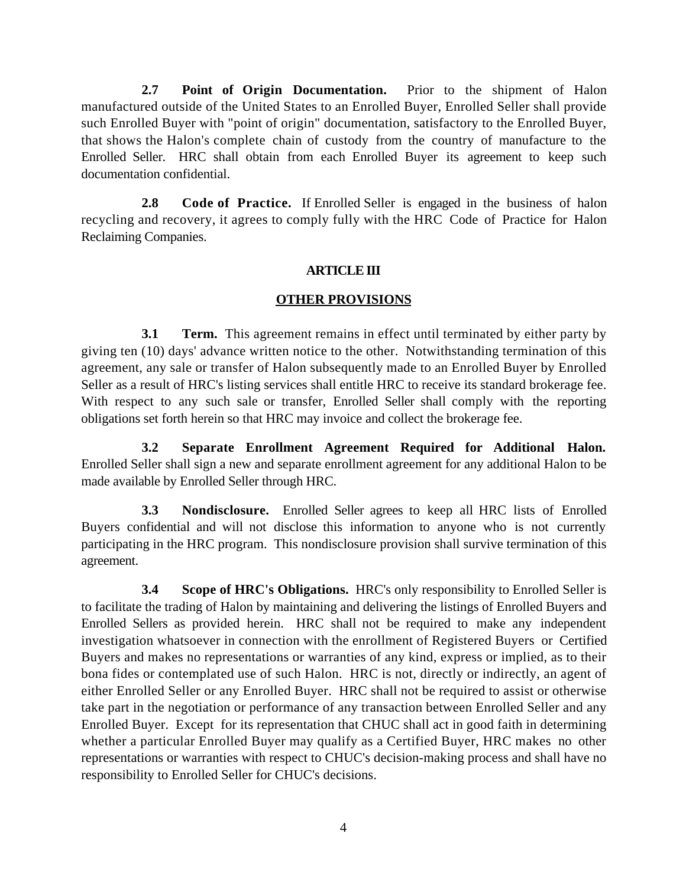**2.7 Point of Origin Documentation.** Prior to the shipment of Halon manufactured outside of the United States to an Enrolled Buyer, Enrolled Seller shall provide such Enrolled Buyer with "point of origin" documentation, satisfactory to the Enrolled Buyer, that shows the Halon's complete chain of custody from the country of manufacture to the Enrolled Seller. HRC shall obtain from each Enrolled Buyer its agreement to keep such documentation confidential.

**2.8 Code of Practice.** If Enrolled Seller is engaged in the business of halon recycling and recovery, it agrees to comply fully with the HRC Code of Practice for Halon Reclaiming Companies.

## ARTICLE III

## OTHER PROVISIONS

**3.1 Term.** This agreement remains in effect until terminated by either party by giving ten (10) days' advance written notice to the other. Notwithstanding termination of this agreement, any sale or transfer of Halon subsequently made to an Enrolled Buyer by Enrolled Seller as a result of HRC's listing services shall entitle HRC to receive its standard brokerage fee. With respect to any such sale or transfer, Enrolled Seller shall comply with the reporting obligations set forth herein so that HRC may invoice and collect the brokerage fee.

**3.2 Separate Enrollment Agreement Required for Additional Halon.** Enrolled Seller shall sign a new and separate enrollment agreement for any additional Halon to be made available by Enrolled Seller through HRC.

**3.3 Nondisclosure.** Enrolled Seller agrees to keep all HRC lists of Enrolled Buyers confidential and will not disclose this information to anyone who is not currently participating in the HRC program. This nondisclosure provision shall survive termination of this agreement.

**3.4 Scope of HRC's Obligations.** HRC's only responsibility to Enrolled Seller is to facilitate the trading of Halon by maintaining and delivering the listings of Enrolled Buyers and Enrolled Sellers as provided herein. HRC shall not be required to make any independent investigation whatsoever in connection with the enrollment of Registered Buyers or Certified Buyers and makes no representations or warranties of any kind, express or implied, as to their bona fides or contemplated use of such Halon. HRC is not, directly or indirectly, an agent of either Enrolled Seller or any Enrolled Buyer. HRC shall not be required to assist or otherwise take part in the negotiation or performance of any transaction between Enrolled Seller and any Enrolled Buyer. Except for its representation that CHUC shall act in good faith in determining whether a particular Enrolled Buyer may qualify as a Certified Buyer, HRC makes no other representations or warranties with respect to CHUC's decision-making process and shall have no responsibility to Enrolled Seller for CHUC's decisions.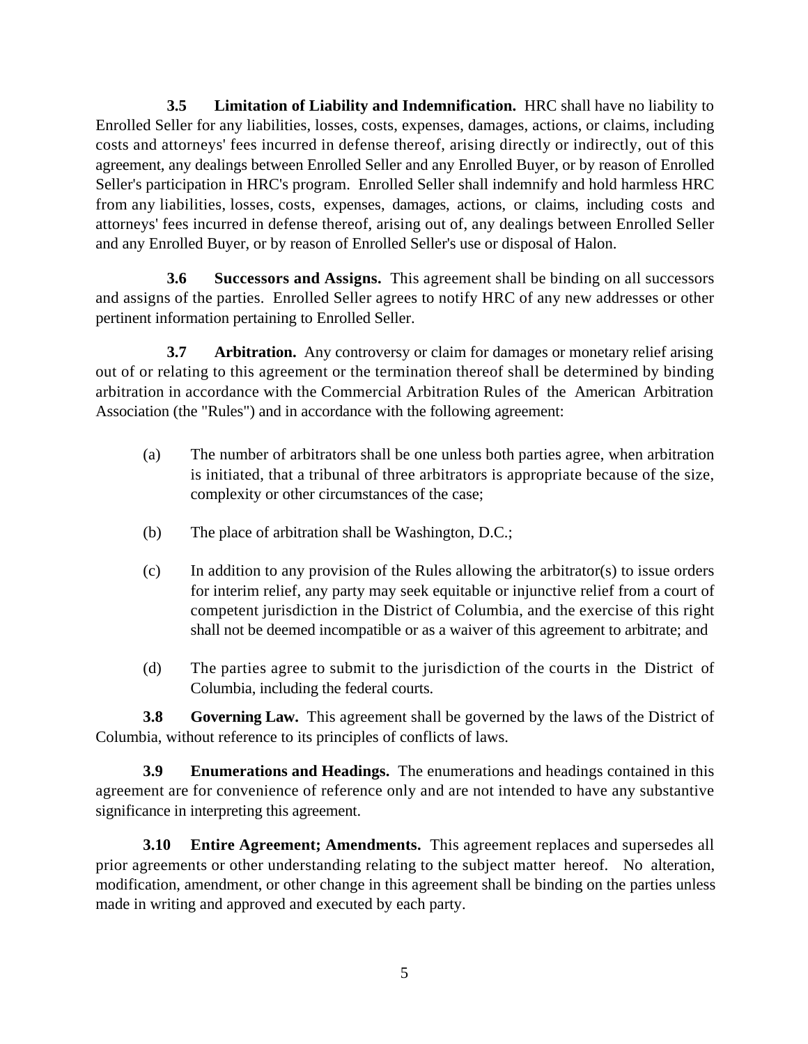**3.5 Limitation of Liability and Indemnification.** HRC shall have no liability to Enrolled Seller for any liabilities, losses, costs, expenses, damages, actions, or claims, including costs and attorneys' fees incurred in defense thereof, arising directly or indirectly, out of this agreement, any dealings between Enrolled Seller and any Enrolled Buyer, or by reason of Enrolled Seller's participation in HRC's program. Enrolled Seller shall indemnify and hold harmless HRC from any liabilities, losses, costs, expenses, damages, actions, or claims, including costs and attorneys' fees incurred in defense thereof, arising out of, any dealings between Enrolled Seller and any Enrolled Buyer, or by reason of Enrolled Seller's use or disposal of Halon.

**3.6 Successors and Assigns.** This agreement shall be binding on all successors and assigns of the parties. Enrolled Seller agrees to notify HRC of any new addresses or other pertinent information pertaining to Enrolled Seller.

**3.7 Arbitration.** Any controversy or claim for damages or monetary relief arising out of or relating to this agreement or the termination thereof shall be determined by binding arbitration in accordance with the Commercial Arbitration Rules of the American Arbitration Association (the "Rules") and in accordance with the following agreement:

(a) The number of arbitrators shall be one unless both parties agree, when arbitration is initiated, that a tribunal of three arbitrators is appropriate because of the size, complexity or other circumstances of the case;

(b) The place of arbitration shall be Washington, D.C.;

(c) In addition to any provision of the Rules allowing the arbitrator(s) to issue orders for interim relief, any party may seek equitable or injunctive relief from a court of competent jurisdiction in the District of Columbia, and the exercise of this right shall not be deemed incompatible or as a waiver of this agreement to arbitrate; and

(d) The parties agree to submit to the jurisdiction of the courts in the District of Columbia, including the federal courts.

**3.8 Governing Law.** This agreement shall be governed by the laws of the District of Columbia, without reference to its principles of conflicts of laws.

**3.9 Enumerations and Headings.** The enumerations and headings contained in this agreement are for convenience of reference only and are not intended to have any substantive significance in interpreting this agreement.

**3.10 Entire Agreement; Amendments.** This agreement replaces and supersedes all prior agreements or other understanding relating to the subject matter hereof. No alteration, modification, amendment, or other change in this agreement shall be binding on the parties unless made in writing and approved and executed by each party.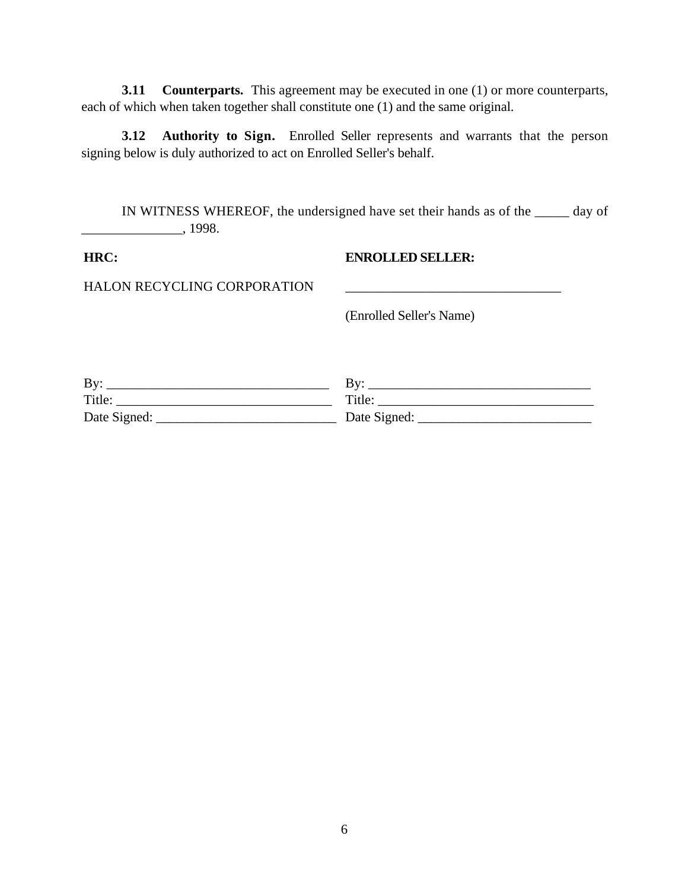**3.11 Counterparts.** This agreement may be executed in one (1) or more counterparts, each of which when taken together shall constitute one (1) and the same original.

**3.12 Authority to Sign.** Enrolled Seller represents and warrants that the person signing below is duly authorized to act on Enrolled Seller's behalf.

IN WITNESS WHEREOF, the undersigned have set their hands as of the _____ day of _______________, 1998.

| | |
|---|---|
| **HRC:** | **ENROLLED SELLER:** |
| HALON RECYCLING CORPORATION | ________________________________ |
| | (Enrolled Seller's Name) |
| By: _________________________________ | By: _________________________________ |
| Title: ________________________________ | Title: ________________________________ |
| Date Signed: ___________________________ | Date Signed: __________________________ |